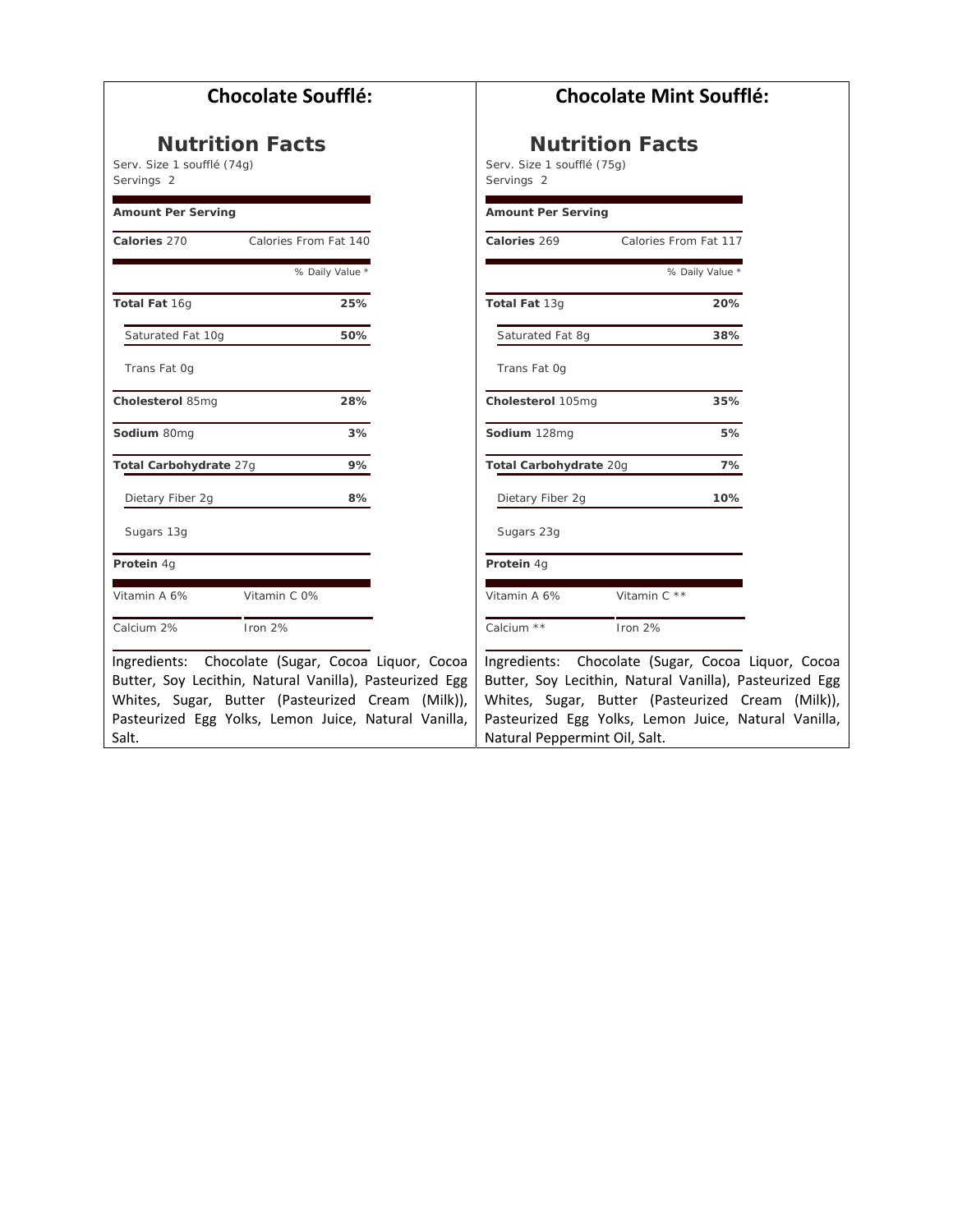## Chocolate Soufflé:

### Nutrition Facts

Serv. Size 1 soufflé (74g)
Servings 2

| Amount Per Serving | |
|---|---|
| **Calories** 270 | Calories From Fat 140 |
| | % Daily Value * |
| **Total Fat** 16g | **25%** |
| Saturated Fat 10g | **50%** |
| Trans Fat 0g | |
| **Cholesterol** 85mg | **28%** |
| **Sodium** 80mg | **3%** |
| **Total Carbohydrate** 27g | **9%** |
| Dietary Fiber 2g | **8%** |
| Sugars 13g | |
| **Protein** 4g | |
| Vitamin A 6% | Vitamin C 0% |
| Calcium 2% | Iron 2% |

Ingredients: Chocolate (Sugar, Cocoa Liquor, Cocoa Butter, Soy Lecithin, Natural Vanilla), Pasteurized Egg Whites, Sugar, Butter (Pasteurized Cream (Milk)), Pasteurized Egg Yolks, Lemon Juice, Natural Vanilla, Salt.

## Chocolate Mint Soufflé:

### Nutrition Facts

Serv. Size 1 soufflé (75g)
Servings 2

| Amount Per Serving | |
|---|---|
| **Calories** 269 | Calories From Fat 117 |
| | % Daily Value * |
| **Total Fat** 13g | **20%** |
| Saturated Fat 8g | **38%** |
| Trans Fat 0g | |
| **Cholesterol** 105mg | **35%** |
| **Sodium** 128mg | **5%** |
| **Total Carbohydrate** 20g | **7%** |
| Dietary Fiber 2g | **10%** |
| Sugars 23g | |
| **Protein** 4g | |
| Vitamin A 6% | Vitamin C ** |
| Calcium ** | Iron 2% |

Ingredients: Chocolate (Sugar, Cocoa Liquor, Cocoa Butter, Soy Lecithin, Natural Vanilla), Pasteurized Egg Whites, Sugar, Butter (Pasteurized Cream (Milk)), Pasteurized Egg Yolks, Lemon Juice, Natural Vanilla, Natural Peppermint Oil, Salt.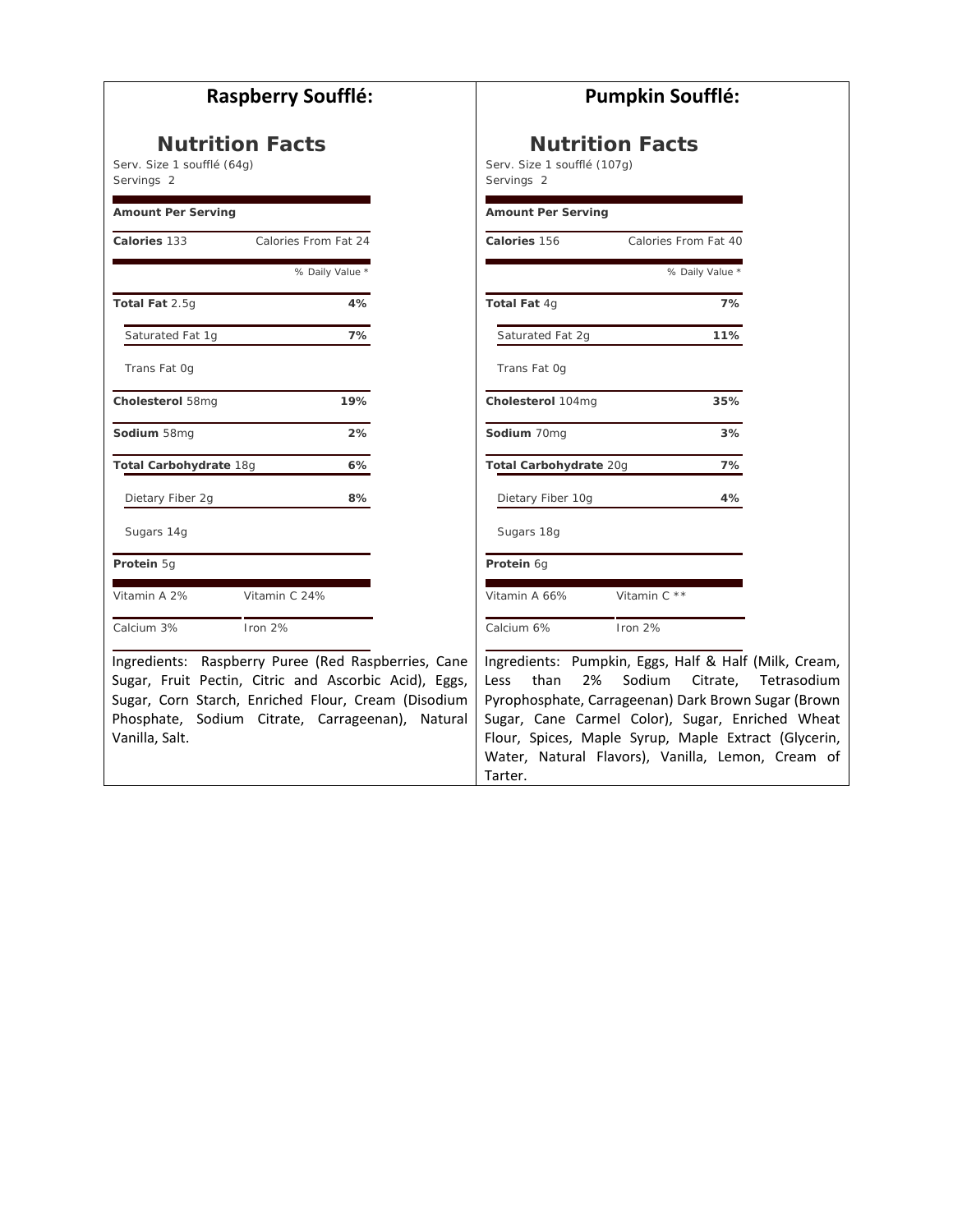## Raspberry Soufflé:

### Nutrition Facts

Serv. Size 1 soufflé (64g)
Servings 2

**Amount Per Serving**

| | |
|---|---|
| **Calories** 133 | Calories From Fat 24 |
| | % Daily Value * |
| **Total Fat** 2.5g | **4%** |
| Saturated Fat 1g | **7%** |
| Trans Fat 0g | |
| **Cholesterol** 58mg | **19%** |
| **Sodium** 58mg | **2%** |
| **Total Carbohydrate** 18g | **6%** |
| Dietary Fiber 2g | **8%** |
| Sugars 14g | |
| **Protein** 5g | |
| Vitamin A 2% | Vitamin C 24% |
| Calcium 3% | Iron 2% |

Ingredients: Raspberry Puree (Red Raspberries, Cane Sugar, Fruit Pectin, Citric and Ascorbic Acid), Eggs, Sugar, Corn Starch, Enriched Flour, Cream (Disodium Phosphate, Sodium Citrate, Carrageenan), Natural Vanilla, Salt.

## Pumpkin Soufflé:

### Nutrition Facts

Serv. Size 1 soufflé (107g)
Servings 2

**Amount Per Serving**

| | |
|---|---|
| **Calories** 156 | Calories From Fat 40 |
| | % Daily Value * |
| **Total Fat** 4g | **7%** |
| Saturated Fat 2g | **11%** |
| Trans Fat 0g | |
| **Cholesterol** 104mg | **35%** |
| **Sodium** 70mg | **3%** |
| **Total Carbohydrate** 20g | **7%** |
| Dietary Fiber 10g | **4%** |
| Sugars 18g | |
| **Protein** 6g | |
| Vitamin A 66% | Vitamin C ** |
| Calcium 6% | Iron 2% |

Ingredients: Pumpkin, Eggs, Half & Half (Milk, Cream, Less than 2% Sodium Citrate, Tetrasodium Pyrophosphate, Carrageenan) Dark Brown Sugar (Brown Sugar, Cane Carmel Color), Sugar, Enriched Wheat Flour, Spices, Maple Syrup, Maple Extract (Glycerin, Water, Natural Flavors), Vanilla, Lemon, Cream of Tarter.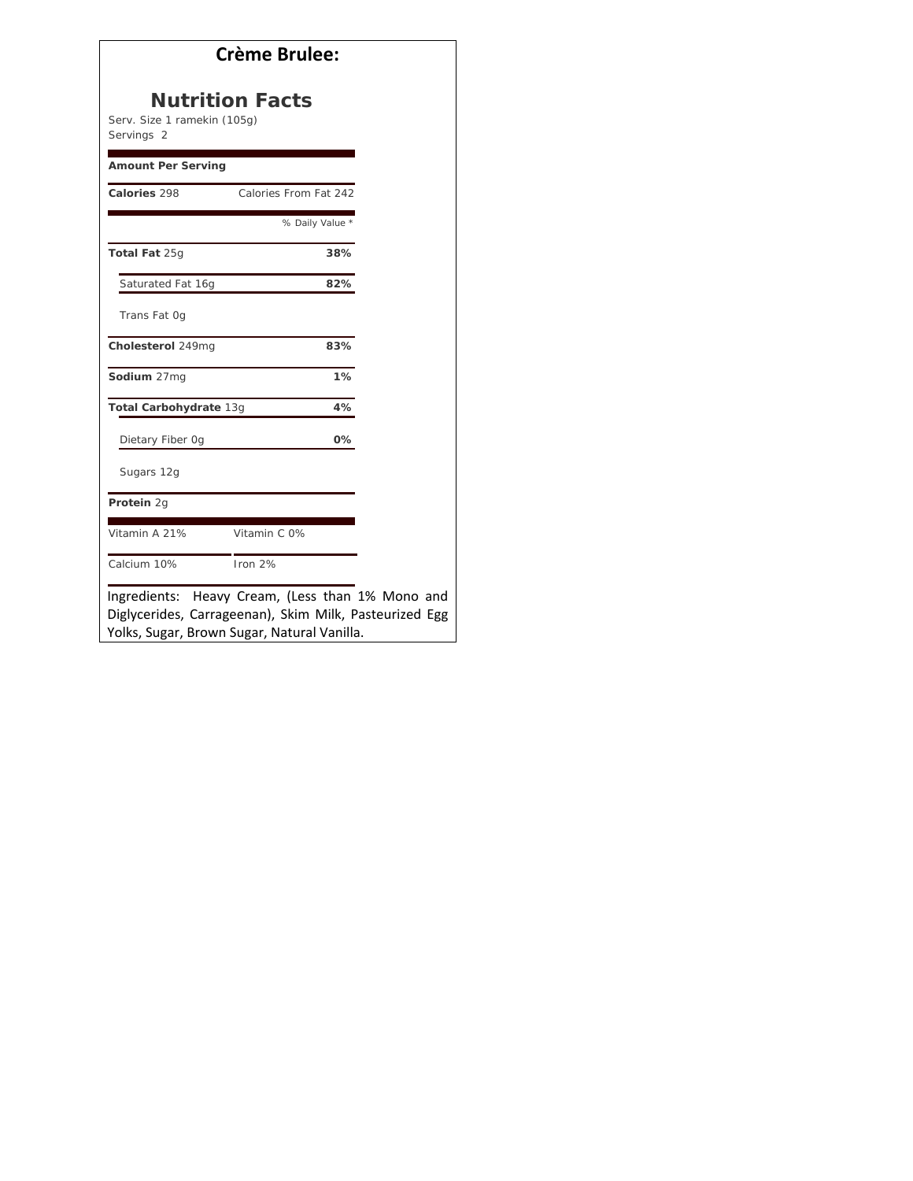# Crème Brulee:

## Nutrition Facts

Serv. Size 1 ramekin (105g)
Servings 2

**Amount Per Serving**

| | |
|---|---|
| **Calories** 298 | Calories From Fat 242 |
| | % Daily Value * |
| **Total Fat** 25g | **38%** |
| Saturated Fat 16g | **82%** |
| Trans Fat 0g | |
| **Cholesterol** 249mg | **83%** |
| **Sodium** 27mg | **1%** |
| **Total Carbohydrate** 13g | **4%** |
| Dietary Fiber 0g | **0%** |
| Sugars 12g | |
| **Protein** 2g | |
| Vitamin A 21% | Vitamin C 0% |
| Calcium 10% | Iron 2% |

Ingredients: Heavy Cream, (Less than 1% Mono and Diglycerides, Carrageenan), Skim Milk, Pasteurized Egg Yolks, Sugar, Brown Sugar, Natural Vanilla.